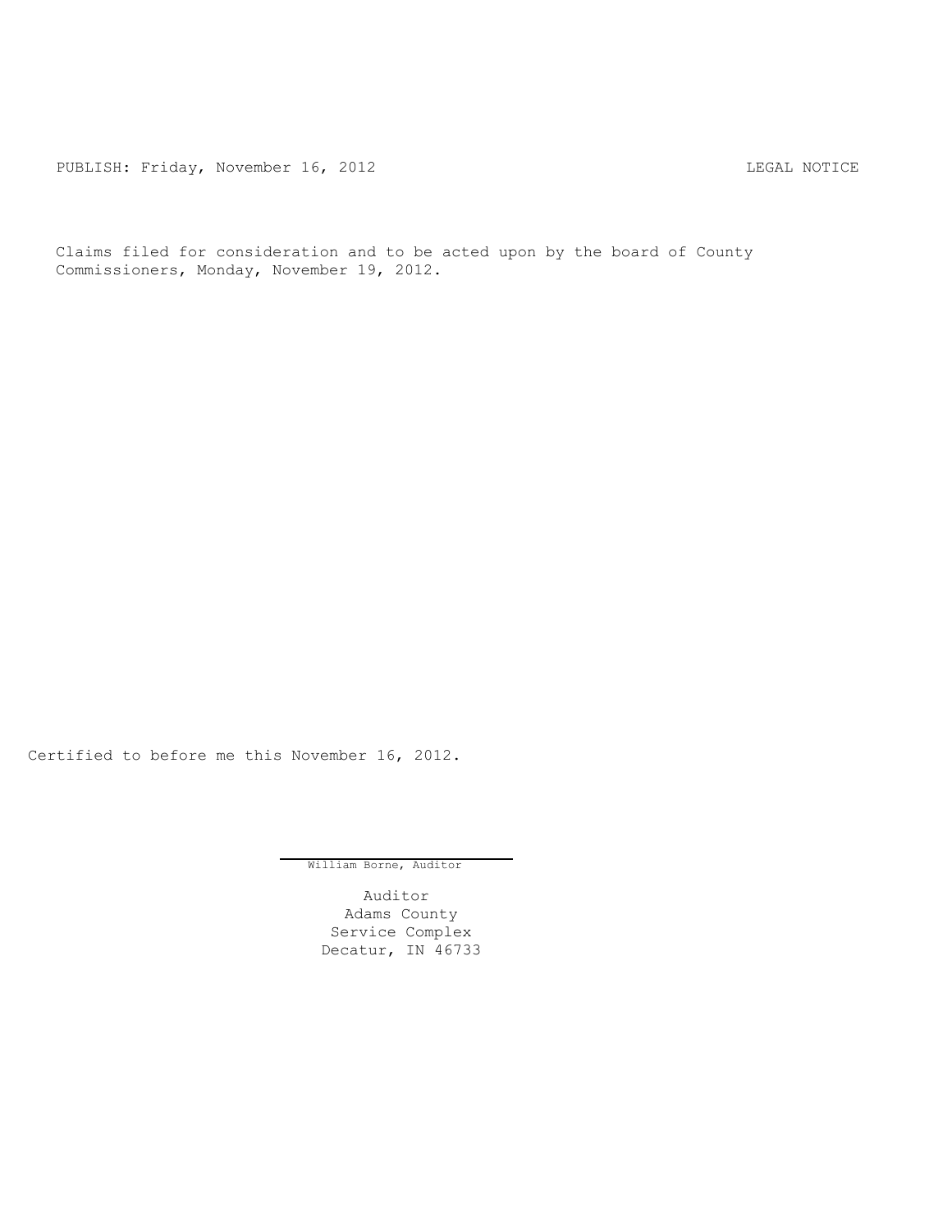PUBLISH: Friday, November 16, 2012 LEGAL NOTICE

Claims filed for consideration and to be acted upon by the board of County Commissioners, Monday, November 19, 2012.

Certified to before me this November 16, 2012.

William Borne, Auditor

Auditor
Adams County
Service Complex
Decatur, IN 46733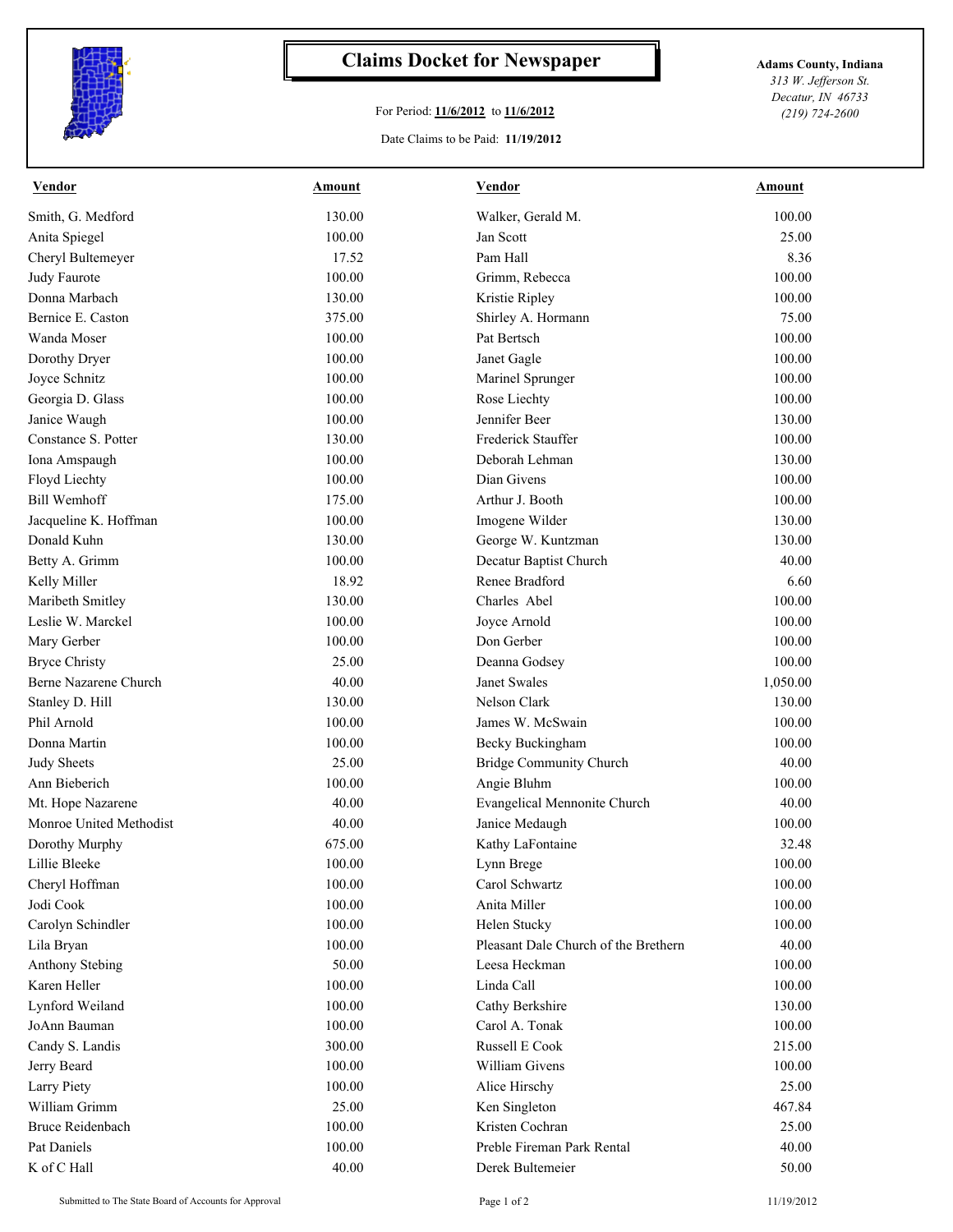# Claims Docket for Newspaper

For Period: **11/6/2012** to **11/6/2012**

Date Claims to be Paid: **11/19/2012**

**Adams County, Indiana**
*313 W. Jefferson St.*
*Decatur, IN 46733*
*(219) 724-2600*

| Vendor | Amount | Vendor | Amount |
|---|---|---|---|
| Smith, G. Medford | 130.00 | Walker, Gerald M. | 100.00 |
| Anita Spiegel | 100.00 | Jan Scott | 25.00 |
| Cheryl Bultemeyer | 17.52 | Pam Hall | 8.36 |
| Judy Faurote | 100.00 | Grimm, Rebecca | 100.00 |
| Donna Marbach | 130.00 | Kristie Ripley | 100.00 |
| Bernice E. Caston | 375.00 | Shirley A. Hormann | 75.00 |
| Wanda Moser | 100.00 | Pat Bertsch | 100.00 |
| Dorothy Dryer | 100.00 | Janet Gagle | 100.00 |
| Joyce Schnitz | 100.00 | Marinel Sprunger | 100.00 |
| Georgia D. Glass | 100.00 | Rose Liechty | 100.00 |
| Janice Waugh | 100.00 | Jennifer Beer | 130.00 |
| Constance S. Potter | 130.00 | Frederick Stauffer | 100.00 |
| Iona Amspaugh | 100.00 | Deborah Lehman | 130.00 |
| Floyd Liechty | 100.00 | Dian Givens | 100.00 |
| Bill Wemhoff | 175.00 | Arthur J. Booth | 100.00 |
| Jacqueline K. Hoffman | 100.00 | Imogene Wilder | 130.00 |
| Donald Kuhn | 130.00 | George W. Kuntzman | 130.00 |
| Betty A. Grimm | 100.00 | Decatur Baptist Church | 40.00 |
| Kelly Miller | 18.92 | Renee Bradford | 6.60 |
| Maribeth Smitley | 130.00 | Charles Abel | 100.00 |
| Leslie W. Marckel | 100.00 | Joyce Arnold | 100.00 |
| Mary Gerber | 100.00 | Don Gerber | 100.00 |
| Bryce Christy | 25.00 | Deanna Godsey | 100.00 |
| Berne Nazarene Church | 40.00 | Janet Swales | 1,050.00 |
| Stanley D. Hill | 130.00 | Nelson Clark | 130.00 |
| Phil Arnold | 100.00 | James W. McSwain | 100.00 |
| Donna Martin | 100.00 | Becky Buckingham | 100.00 |
| Judy Sheets | 25.00 | Bridge Community Church | 40.00 |
| Ann Bieberich | 100.00 | Angie Bluhm | 100.00 |
| Mt. Hope Nazarene | 40.00 | Evangelical Mennonite Church | 40.00 |
| Monroe United Methodist | 40.00 | Janice Medaugh | 100.00 |
| Dorothy Murphy | 675.00 | Kathy LaFontaine | 32.48 |
| Lillie Bleeke | 100.00 | Lynn Brege | 100.00 |
| Cheryl Hoffman | 100.00 | Carol Schwartz | 100.00 |
| Jodi Cook | 100.00 | Anita Miller | 100.00 |
| Carolyn Schindler | 100.00 | Helen Stucky | 100.00 |
| Lila Bryan | 100.00 | Pleasant Dale Church of the Brethern | 40.00 |
| Anthony Stebing | 50.00 | Leesa Heckman | 100.00 |
| Karen Heller | 100.00 | Linda Call | 100.00 |
| Lynford Weiland | 100.00 | Cathy Berkshire | 130.00 |
| JoAnn Bauman | 100.00 | Carol A. Tonak | 100.00 |
| Candy S. Landis | 300.00 | Russell E Cook | 215.00 |
| Jerry Beard | 100.00 | William Givens | 100.00 |
| Larry Piety | 100.00 | Alice Hirschy | 25.00 |
| William Grimm | 25.00 | Ken Singleton | 467.84 |
| Bruce Reidenbach | 100.00 | Kristen Cochran | 25.00 |
| Pat Daniels | 100.00 | Preble Fireman Park Rental | 40.00 |
| K of C Hall | 40.00 | Derek Bultemeier | 50.00 |

Submitted to The State Board of Accounts for Approval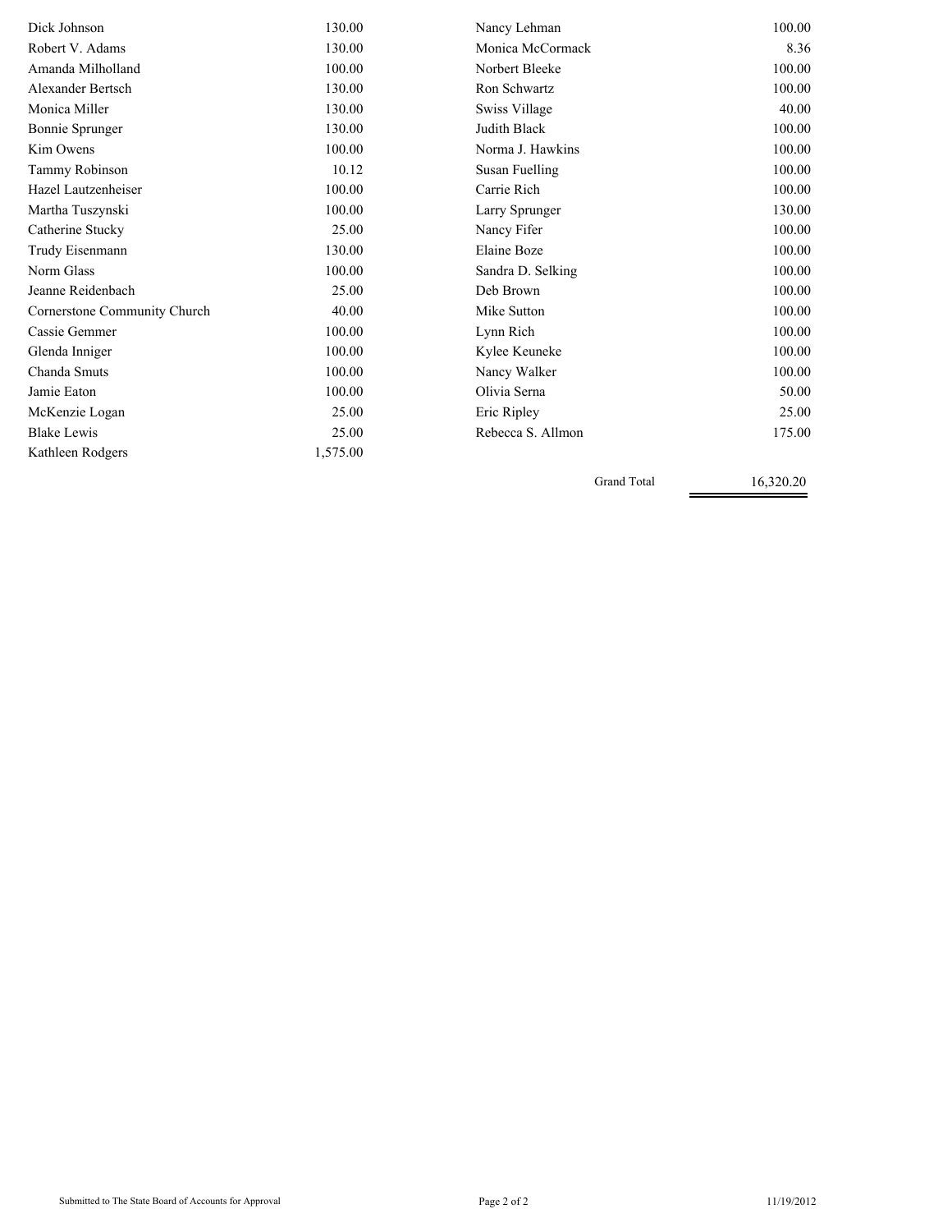| | |
|---|---|
| Dick Johnson | 130.00 |
| Robert V. Adams | 130.00 |
| Amanda Milholland | 100.00 |
| Alexander Bertsch | 130.00 |
| Monica Miller | 130.00 |
| Bonnie Sprunger | 130.00 |
| Kim Owens | 100.00 |
| Tammy Robinson | 10.12 |
| Hazel Lautzenheiser | 100.00 |
| Martha Tuszynski | 100.00 |
| Catherine Stucky | 25.00 |
| Trudy Eisenmann | 130.00 |
| Norm Glass | 100.00 |
| Jeanne Reidenbach | 25.00 |
| Cornerstone Community Church | 40.00 |
| Cassie Gemmer | 100.00 |
| Glenda Inniger | 100.00 |
| Chanda Smuts | 100.00 |
| Jamie Eaton | 100.00 |
| McKenzie Logan | 25.00 |
| Blake Lewis | 25.00 |
| Kathleen Rodgers | 1,575.00 |
| Nancy Lehman | 100.00 |
| Monica McCormack | 8.36 |
| Norbert Bleeke | 100.00 |
| Ron Schwartz | 100.00 |
| Swiss Village | 40.00 |
| Judith Black | 100.00 |
| Norma J. Hawkins | 100.00 |
| Susan Fuelling | 100.00 |
| Carrie Rich | 100.00 |
| Larry Sprunger | 130.00 |
| Nancy Fifer | 100.00 |
| Elaine Boze | 100.00 |
| Sandra D. Selking | 100.00 |
| Deb Brown | 100.00 |
| Mike Sutton | 100.00 |
| Lynn Rich | 100.00 |
| Kylee Keuneke | 100.00 |
| Nancy Walker | 100.00 |
| Olivia Serna | 50.00 |
| Eric Ripley | 25.00 |
| Rebecca S. Allmon | 175.00 |
| Grand Total | 16,320.20 |

Submitted to The State Board of Accounts for Approval

11/19/2012